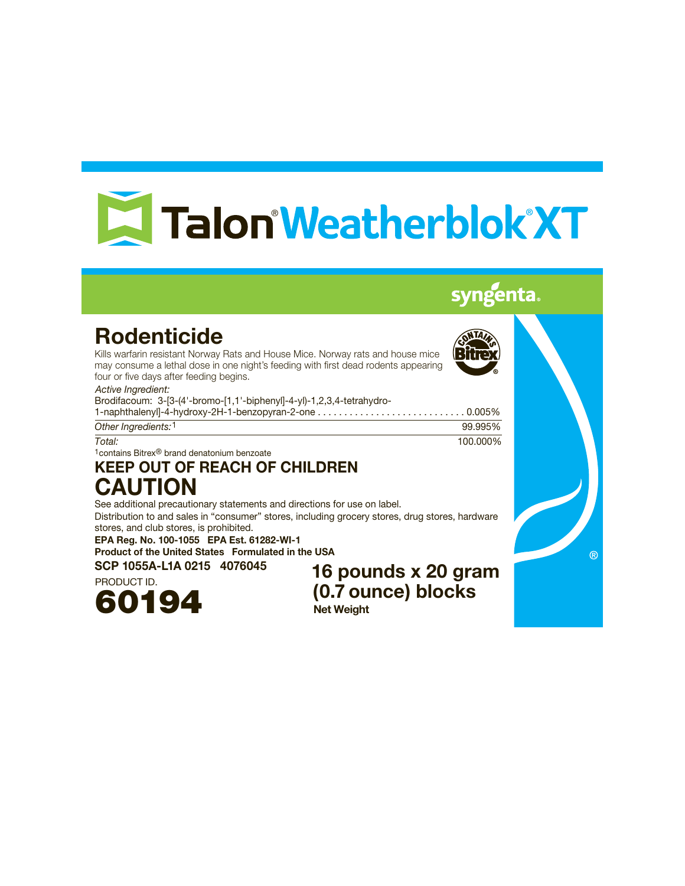# Talon® Weatherblok® XT

syngenta®

## Rodenticide

Kills warfarin resistant Norway Rats and House Mice. Norway rats and house mice may consume a lethal dose in one night's feeding with first dead rodents appearing four or five days after feeding begins.

CONTAINS Bitrex®

*Active Ingredient:*

| | |
|---|---|
| Brodifacoum: 3-[3-(4'-bromo-[1,1'-biphenyl]-4-yl)-1,2,3,4-tetrahydro-1-naphthalenyl]-4-hydroxy-2H-1-benzopyran-2-one | 0.005% |
| *Other Ingredients:*[1] | 99.995% |
| *Total:* | 100.000% |

[1]contains Bitrex® brand denatonium benzoate

## KEEP OUT OF REACH OF CHILDREN

## CAUTION

See additional precautionary statements and directions for use on label.

Distribution to and sales in "consumer" stores, including grocery stores, drug stores, hardware stores, and club stores, is prohibited.

**EPA Reg. No. 100-1055 EPA Est. 61282-WI-1**

**Product of the United States Formulated in the USA**

**SCP 1055A-L1A 0215 4076045**

PRODUCT ID.

**60194**

**16 pounds x 20 gram (0.7 ounce) blocks**

**Net Weight**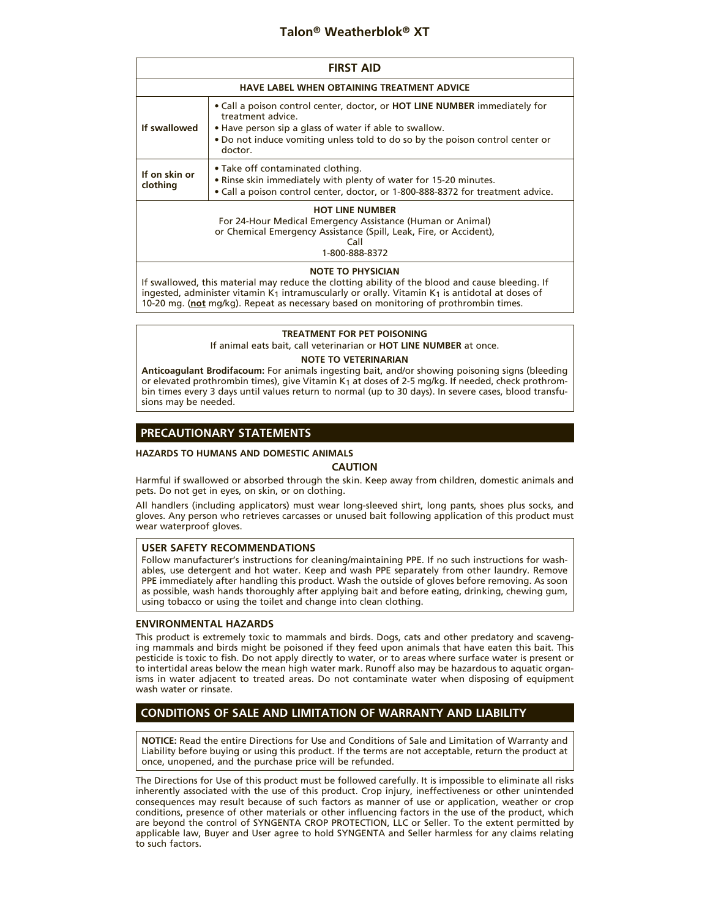# Talon® Weatherblok® XT

| FIRST AID | |
|---|---|
| **HAVE LABEL WHEN OBTAINING TREATMENT ADVICE** | |
| **If swallowed** | • Call a poison control center, doctor, or **HOT LINE NUMBER** immediately for treatment advice.<br>• Have person sip a glass of water if able to swallow.<br>• Do not induce vomiting unless told to do so by the poison control center or doctor. |
| **If on skin or clothing** | • Take off contaminated clothing.<br>• Rinse skin immediately with plenty of water for 15-20 minutes.<br>• Call a poison control center, doctor, or 1-800-888-8372 for treatment advice. |

**HOT LINE NUMBER**

For 24-Hour Medical Emergency Assistance (Human or Animal)
or Chemical Emergency Assistance (Spill, Leak, Fire, or Accident),
Call
1-800-888-8372

**NOTE TO PHYSICIAN**

If swallowed, this material may reduce the clotting ability of the blood and cause bleeding. If ingested, administer vitamin $K_1$ intramuscularly or orally. Vitamin $K_1$ is antidotal at doses of 10-20 mg. (**not** mg/kg). Repeat as necessary based on monitoring of prothrombin times.

**TREATMENT FOR PET POISONING**

If animal eats bait, call veterinarian or **HOT LINE NUMBER** at once.

**NOTE TO VETERINARIAN**

**Anticoagulant Brodifacoum:** For animals ingesting bait, and/or showing poisoning signs (bleeding or elevated prothrombin times), give Vitamin $K_1$ at doses of 2-5 mg/kg. If needed, check prothrombin times every 3 days until values return to normal (up to 30 days). In severe cases, blood transfusions may be needed.

## PRECAUTIONARY STATEMENTS

**HAZARDS TO HUMANS AND DOMESTIC ANIMALS**

**CAUTION**

Harmful if swallowed or absorbed through the skin. Keep away from children, domestic animals and pets. Do not get in eyes, on skin, or on clothing.

All handlers (including applicators) must wear long-sleeved shirt, long pants, shoes plus socks, and gloves. Any person who retrieves carcasses or unused bait following application of this product must wear waterproof gloves.

### USER SAFETY RECOMMENDATIONS

Follow manufacturer's instructions for cleaning/maintaining PPE. If no such instructions for washables, use detergent and hot water. Keep and wash PPE separately from other laundry. Remove PPE immediately after handling this product. Wash the outside of gloves before removing. As soon as possible, wash hands thoroughly after applying bait and before eating, drinking, chewing gum, using tobacco or using the toilet and change into clean clothing.

### ENVIRONMENTAL HAZARDS

This product is extremely toxic to mammals and birds. Dogs, cats and other predatory and scavenging mammals and birds might be poisoned if they feed upon animals that have eaten this bait. This pesticide is toxic to fish. Do not apply directly to water, or to areas where surface water is present or to intertidal areas below the mean high water mark. Runoff also may be hazardous to aquatic organisms in water adjacent to treated areas. Do not contaminate water when disposing of equipment wash water or rinsate.

## CONDITIONS OF SALE AND LIMITATION OF WARRANTY AND LIABILITY

**NOTICE:** Read the entire Directions for Use and Conditions of Sale and Limitation of Warranty and Liability before buying or using this product. If the terms are not acceptable, return the product at once, unopened, and the purchase price will be refunded.

The Directions for Use of this product must be followed carefully. It is impossible to eliminate all risks inherently associated with the use of this product. Crop injury, ineffectiveness or other unintended consequences may result because of such factors as manner of use or application, weather or crop conditions, presence of other materials or other influencing factors in the use of the product, which are beyond the control of SYNGENTA CROP PROTECTION, LLC or Seller. To the extent permitted by applicable law, Buyer and User agree to hold SYNGENTA and Seller harmless for any claims relating to such factors.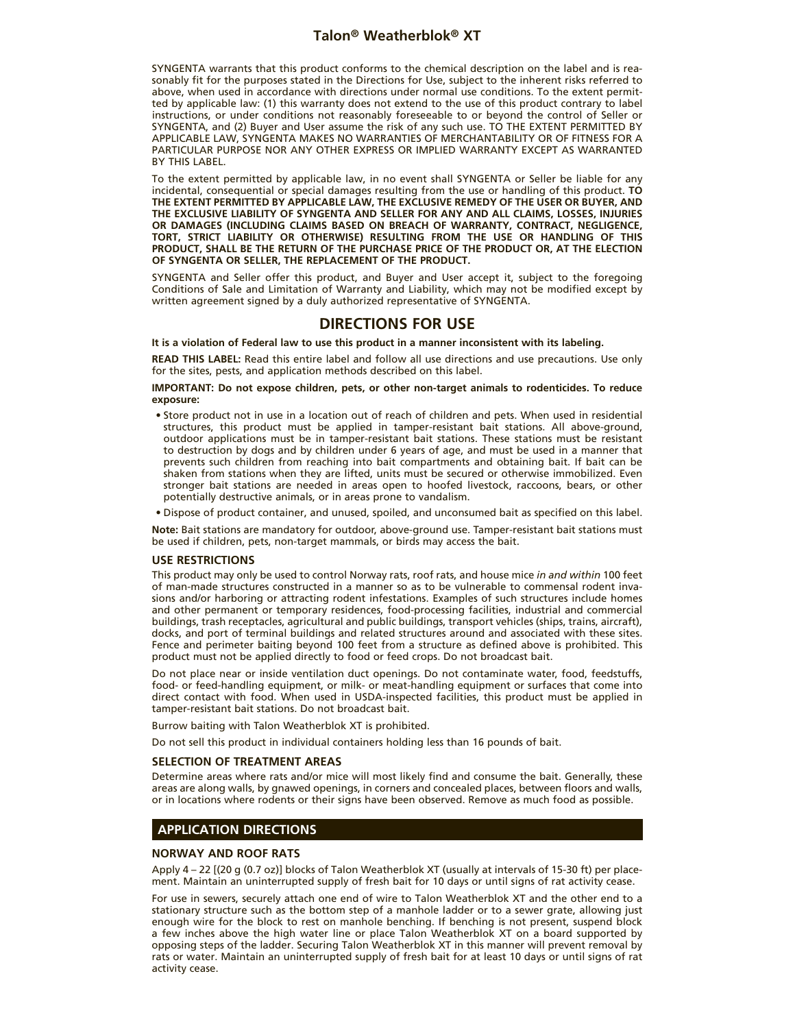# Talon® Weatherblok® XT

SYNGENTA warrants that this product conforms to the chemical description on the label and is reasonably fit for the purposes stated in the Directions for Use, subject to the inherent risks referred to above, when used in accordance with directions under normal use conditions. To the extent permitted by applicable law: (1) this warranty does not extend to the use of this product contrary to label instructions, or under conditions not reasonably foreseeable to or beyond the control of Seller or SYNGENTA, and (2) Buyer and User assume the risk of any such use. TO THE EXTENT PERMITTED BY APPLICABLE LAW, SYNGENTA MAKES NO WARRANTIES OF MERCHANTABILITY OR OF FITNESS FOR A PARTICULAR PURPOSE NOR ANY OTHER EXPRESS OR IMPLIED WARRANTY EXCEPT AS WARRANTED BY THIS LABEL.

To the extent permitted by applicable law, in no event shall SYNGENTA or Seller be liable for any incidental, consequential or special damages resulting from the use or handling of this product. **TO THE EXTENT PERMITTED BY APPLICABLE LAW, THE EXCLUSIVE REMEDY OF THE USER OR BUYER, AND THE EXCLUSIVE LIABILITY OF SYNGENTA AND SELLER FOR ANY AND ALL CLAIMS, LOSSES, INJURIES OR DAMAGES (INCLUDING CLAIMS BASED ON BREACH OF WARRANTY, CONTRACT, NEGLIGENCE, TORT, STRICT LIABILITY OR OTHERWISE) RESULTING FROM THE USE OR HANDLING OF THIS PRODUCT, SHALL BE THE RETURN OF THE PURCHASE PRICE OF THE PRODUCT OR, AT THE ELECTION OF SYNGENTA OR SELLER, THE REPLACEMENT OF THE PRODUCT.**

SYNGENTA and Seller offer this product, and Buyer and User accept it, subject to the foregoing Conditions of Sale and Limitation of Warranty and Liability, which may not be modified except by written agreement signed by a duly authorized representative of SYNGENTA.

## DIRECTIONS FOR USE

**It is a violation of Federal law to use this product in a manner inconsistent with its labeling.**

**READ THIS LABEL:** Read this entire label and follow all use directions and use precautions. Use only for the sites, pests, and application methods described on this label.

**IMPORTANT: Do not expose children, pets, or other non-target animals to rodenticides. To reduce exposure:**

- Store product not in use in a location out of reach of children and pets. When used in residential structures, this product must be applied in tamper-resistant bait stations. All above-ground, outdoor applications must be in tamper-resistant bait stations. These stations must be resistant to destruction by dogs and by children under 6 years of age, and must be used in a manner that prevents such children from reaching into bait compartments and obtaining bait. If bait can be shaken from stations when they are lifted, units must be secured or otherwise immobilized. Even stronger bait stations are needed in areas open to hoofed livestock, raccoons, bears, or other potentially destructive animals, or in areas prone to vandalism.
- Dispose of product container, and unused, spoiled, and unconsumed bait as specified on this label.

**Note:** Bait stations are mandatory for outdoor, above-ground use. Tamper-resistant bait stations must be used if children, pets, non-target mammals, or birds may access the bait.

### USE RESTRICTIONS

This product may only be used to control Norway rats, roof rats, and house mice *in and within* 100 feet of man-made structures constructed in a manner so as to be vulnerable to commensal rodent invasions and/or harboring or attracting rodent infestations. Examples of such structures include homes and other permanent or temporary residences, food-processing facilities, industrial and commercial buildings, trash receptacles, agricultural and public buildings, transport vehicles (ships, trains, aircraft), docks, and port of terminal buildings and related structures around and associated with these sites. Fence and perimeter baiting beyond 100 feet from a structure as defined above is prohibited. This product must not be applied directly to food or feed crops. Do not broadcast bait.

Do not place near or inside ventilation duct openings. Do not contaminate water, food, feedstuffs, food- or feed-handling equipment, or milk- or meat-handling equipment or surfaces that come into direct contact with food. When used in USDA-inspected facilities, this product must be applied in tamper-resistant bait stations. Do not broadcast bait.

Burrow baiting with Talon Weatherblok XT is prohibited.

Do not sell this product in individual containers holding less than 16 pounds of bait.

### SELECTION OF TREATMENT AREAS

Determine areas where rats and/or mice will most likely find and consume the bait. Generally, these areas are along walls, by gnawed openings, in corners and concealed places, between floors and walls, or in locations where rodents or their signs have been observed. Remove as much food as possible.

## APPLICATION DIRECTIONS

### NORWAY AND ROOF RATS

Apply 4 – 22 [(20 g (0.7 oz)] blocks of Talon Weatherblok XT (usually at intervals of 15-30 ft) per placement. Maintain an uninterrupted supply of fresh bait for 10 days or until signs of rat activity cease.

For use in sewers, securely attach one end of wire to Talon Weatherblok XT and the other end to a stationary structure such as the bottom step of a manhole ladder or to a sewer grate, allowing just enough wire for the block to rest on manhole benching. If benching is not present, suspend block a few inches above the high water line or place Talon Weatherblok XT on a board supported by opposing steps of the ladder. Securing Talon Weatherblok XT in this manner will prevent removal by rats or water. Maintain an uninterrupted supply of fresh bait for at least 10 days or until signs of rat activity cease.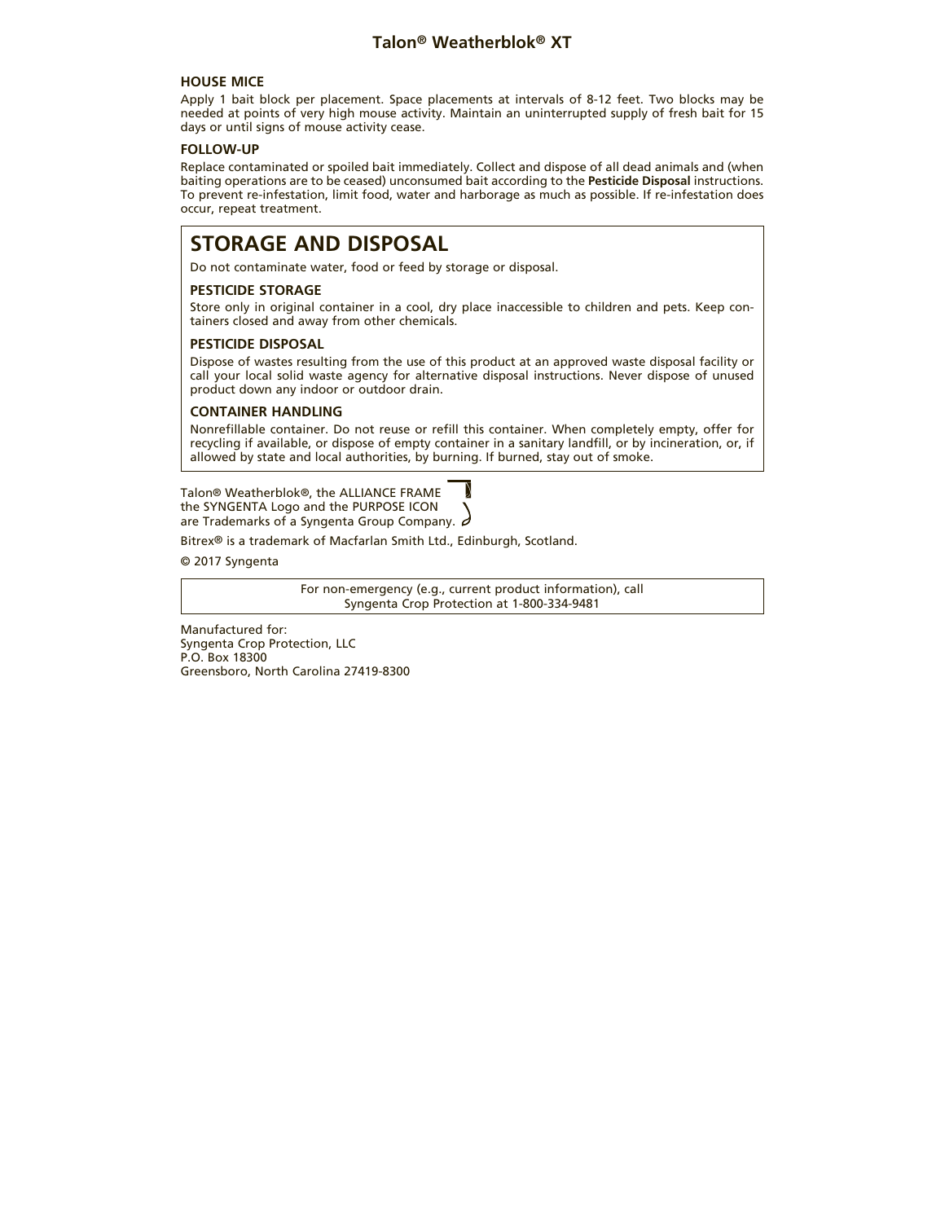### HOUSE MICE

Apply 1 bait block per placement. Space placements at intervals of 8-12 feet. Two blocks may be needed at points of very high mouse activity. Maintain an uninterrupted supply of fresh bait for 15 days or until signs of mouse activity cease.

### FOLLOW-UP

Replace contaminated or spoiled bait immediately. Collect and dispose of all dead animals and (when baiting operations are to be ceased) unconsumed bait according to the **Pesticide Disposal** instructions. To prevent re-infestation, limit food, water and harborage as much as possible. If re-infestation does occur, repeat treatment.

## STORAGE AND DISPOSAL

Do not contaminate water, food or feed by storage or disposal.

### PESTICIDE STORAGE

Store only in original container in a cool, dry place inaccessible to children and pets. Keep containers closed and away from other chemicals.

### PESTICIDE DISPOSAL

Dispose of wastes resulting from the use of this product at an approved waste disposal facility or call your local solid waste agency for alternative disposal instructions. Never dispose of unused product down any indoor or outdoor drain.

### CONTAINER HANDLING

Nonrefillable container. Do not reuse or refill this container. When completely empty, offer for recycling if available, or dispose of empty container in a sanitary landfill, or by incineration, or, if allowed by state and local authorities, by burning. If burned, stay out of smoke.

Talon® Weatherblok®, the ALLIANCE FRAME the SYNGENTA Logo and the PURPOSE ICON are Trademarks of a Syngenta Group Company.

Bitrex® is a trademark of Macfarlan Smith Ltd., Edinburgh, Scotland.

© 2017 Syngenta

For non-emergency (e.g., current product information), call Syngenta Crop Protection at 1-800-334-9481

Manufactured for:
Syngenta Crop Protection, LLC
P.O. Box 18300
Greensboro, North Carolina 27419-8300